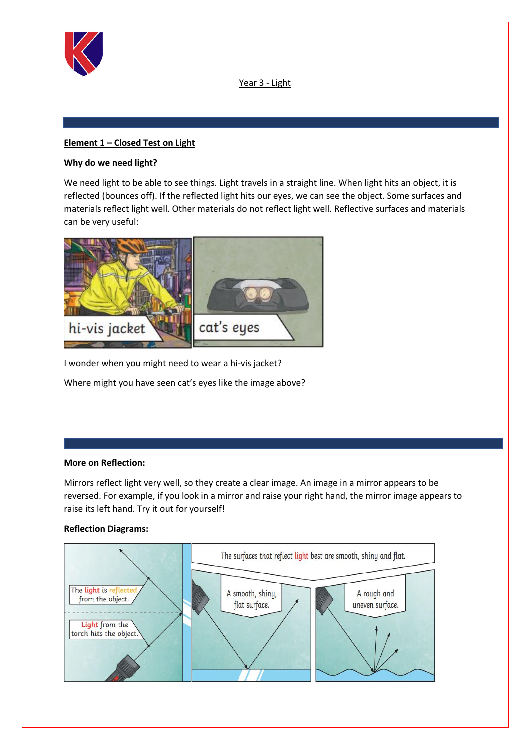Year 3 - Light

## Element 1 – Closed Test on Light

**Why do we need light?**

We need light to be able to see things. Light travels in a straight line. When light hits an object, it is reflected (bounces off). If the reflected light hits our eyes, we can see the object. Some surfaces and materials reflect light well. Other materials do not reflect light well. Reflective surfaces and materials can be very useful:

hi-vis jacket

cat's eyes

I wonder when you might need to wear a hi-vis jacket?

Where might you have seen cat's eyes like the image above?

**More on Reflection:**

Mirrors reflect light very well, so they create a clear image. An image in a mirror appears to be reversed. For example, if you look in a mirror and raise your right hand, the mirror image appears to raise its left hand. Try it out for yourself!

**Reflection Diagrams:**

The light is reflected from the object.

Light from the torch hits the object.

The surfaces that reflect light best are smooth, shiny and flat.

A smooth, shiny, flat surface.

A rough and uneven surface.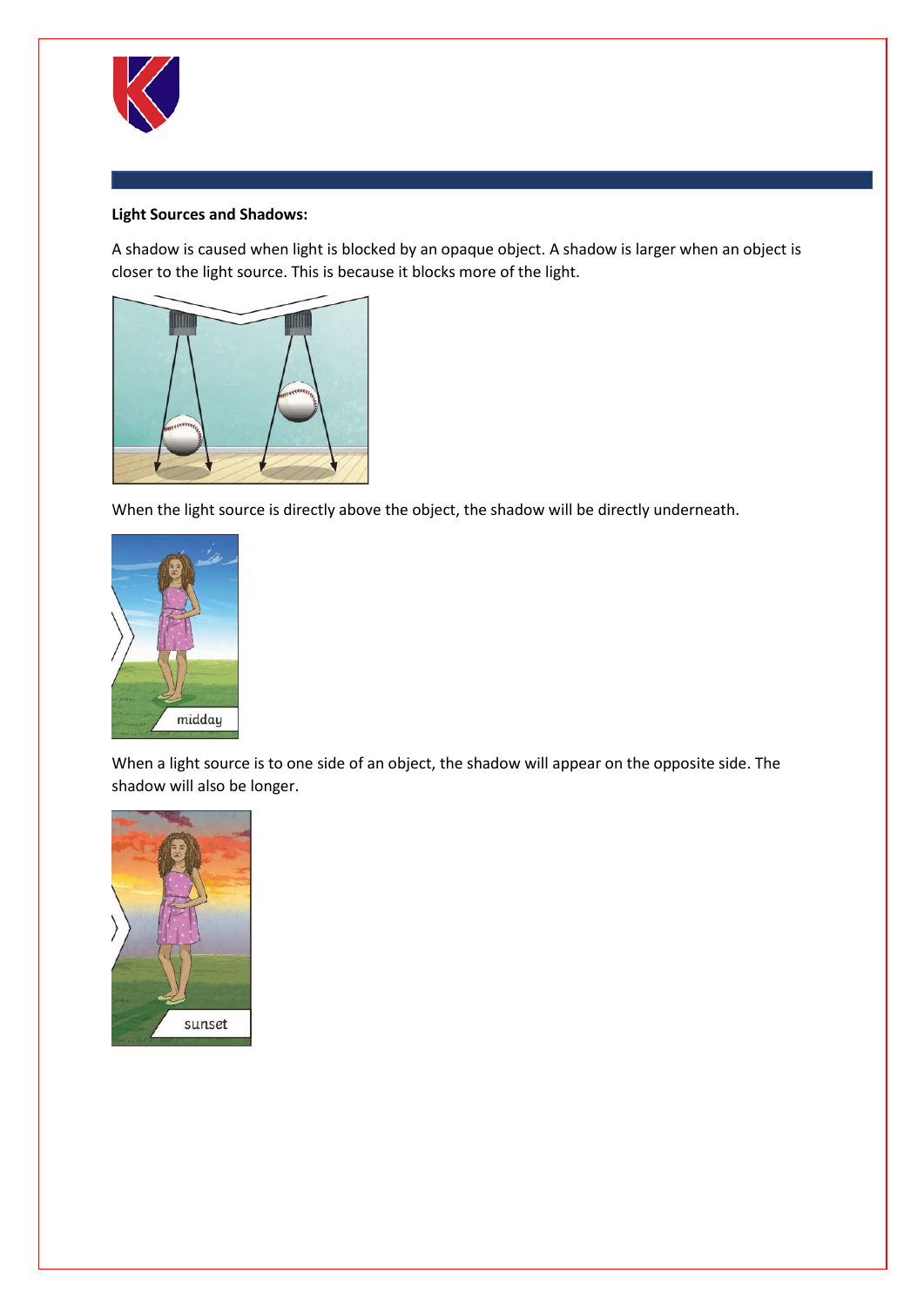**Light Sources and Shadows:**

A shadow is caused when light is blocked by an opaque object. A shadow is larger when an object is closer to the light source. This is because it blocks more of the light.

When the light source is directly above the object, the shadow will be directly underneath.

When a light source is to one side of an object, the shadow will appear on the opposite side. The shadow will also be longer.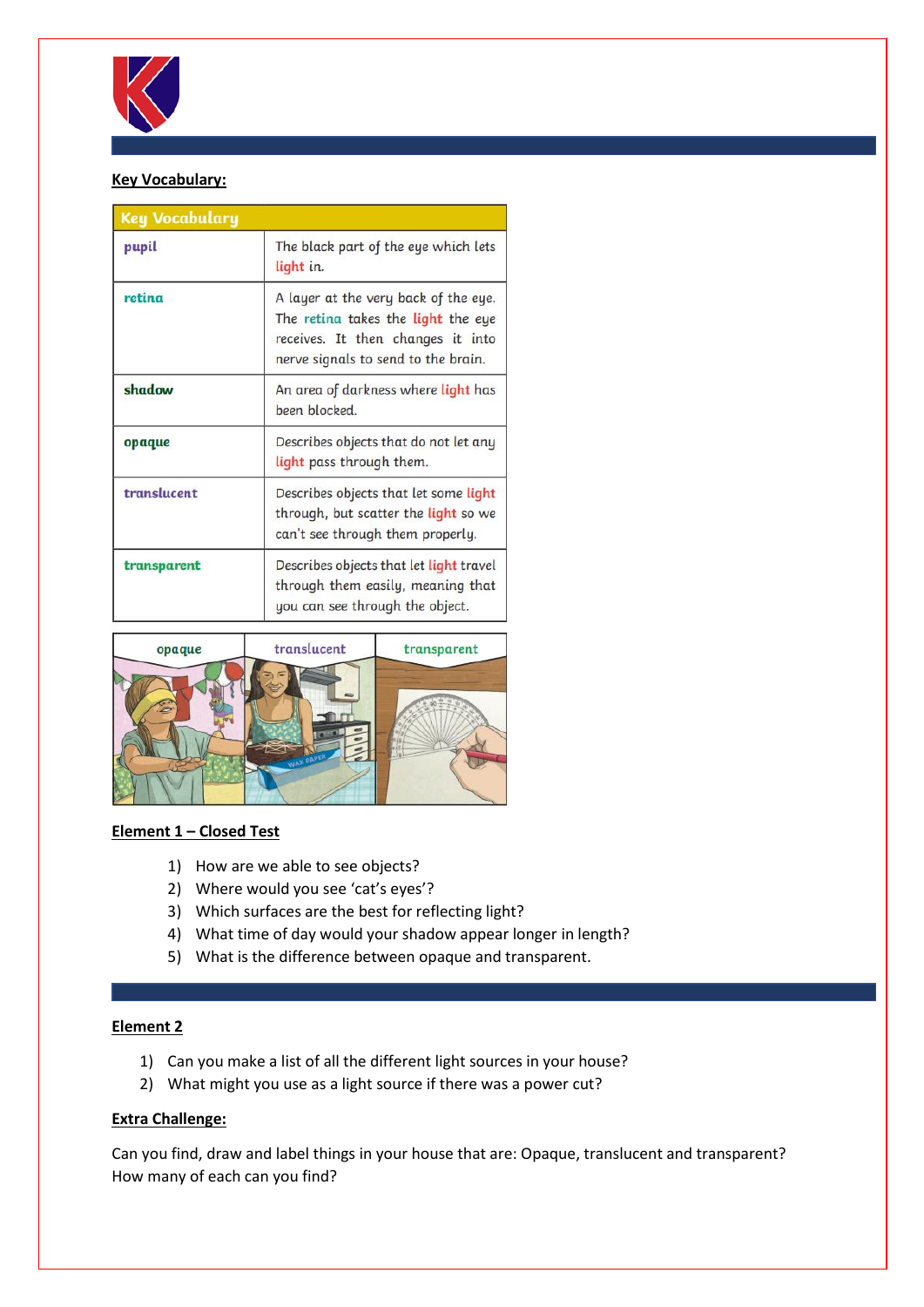**Key Vocabulary:**

| Key Vocabulary | |
|---|---|
| pupil | The black part of the eye which lets light in. |
| retina | A layer at the very back of the eye. The retina takes the light the eye receives. It then changes it into nerve signals to send to the brain. |
| shadow | An area of darkness where light has been blocked. |
| opaque | Describes objects that do not let any light pass through them. |
| translucent | Describes objects that let some light through, but scatter the light so we can't see through them properly. |
| transparent | Describes objects that let light travel through them easily, meaning that you can see through the object. |

| opaque | translucent | transparent |
|---|---|---|

**Element 1 – Closed Test**

1) How are we able to see objects?
2) Where would you see 'cat's eyes'?
3) Which surfaces are the best for reflecting light?
4) What time of day would your shadow appear longer in length?
5) What is the difference between opaque and transparent.

**Element 2**

1) Can you make a list of all the different light sources in your house?
2) What might you use as a light source if there was a power cut?

**Extra Challenge:**

Can you find, draw and label things in your house that are: Opaque, translucent and transparent? How many of each can you find?